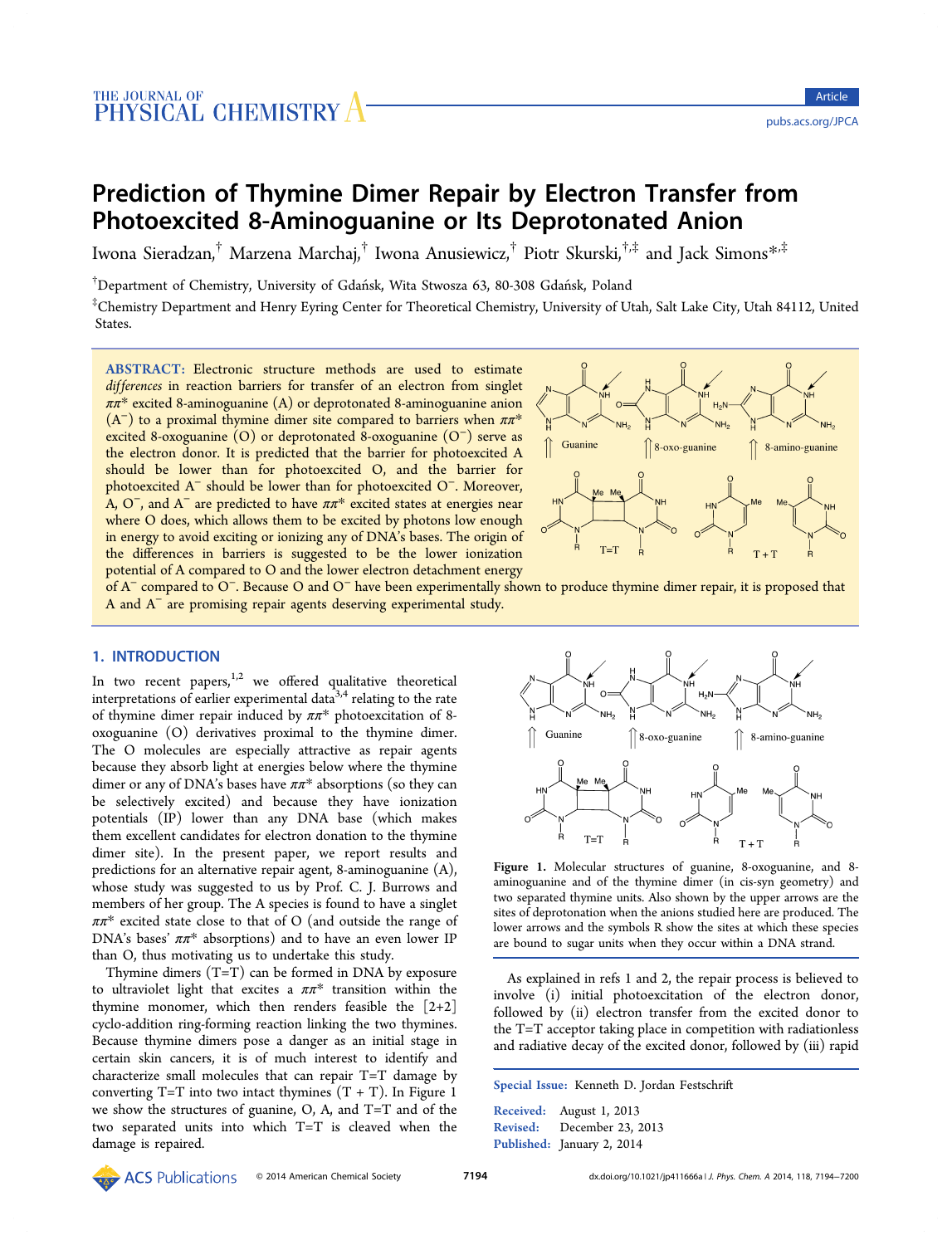# Prediction of Thymine Dimer Repair by Electron Transfer from Photoexcited 8-Aminoguanine or Its Deprotonated Anion

Iwona Sieradzan,[†] Marzena Marchaj,[†] Iwona Anusiewicz,[†] Piotr Skurski,[†,‡] and Jack Simons*[,‡]

[†]Department of Chemistry, University of Gdańsk, Wita Stwosza 63, 80-308 Gdańsk, Poland

[‡]Chemistry Department and Henry Eyring Center for Theoretical Chemistry, University of Utah, Salt Lake City, Utah 84112, United States.

**ABSTRACT:** Electronic structure methods are used to estimate *differences* in reaction barriers for transfer of an electron from singlet $\pi\pi^*$ excited 8-aminoguanine (A) or deprotonated 8-aminoguanine anion ($A^-$) to a proximal thymine dimer site compared to barriers when $\pi\pi^*$ excited 8-oxoguanine (O) or deprotonated 8-oxoguanine ($O^-$) serve as the electron donor. It is predicted that the barrier for photoexcited A should be lower than for photoexcited O, and the barrier for photoexcited $A^-$ should be lower than for photoexcited $O^-$. Moreover, A, $O^-$, and $A^-$ are predicted to have $\pi\pi^*$ excited states at energies near where O does, which allows them to be excited by photons low enough in energy to avoid exciting or ionizing any of DNA's bases. The origin of the differences in barriers is suggested to be the lower ionization potential of A compared to O and the lower electron detachment energy of $A^-$ compared to $O^-$. Because O and $O^-$ have been experimentally shown to produce thymine dimer repair, it is proposed that A and $A^-$ are promising repair agents deserving experimental study.

## 1. INTRODUCTION

In two recent papers,[1,2] we offered qualitative theoretical interpretations of earlier experimental data[3,4] relating to the rate of thymine dimer repair induced by $\pi\pi^*$ photoexcitation of 8-oxoguanine (O) derivatives proximal to the thymine dimer. The O molecules are especially attractive as repair agents because they absorb light at energies below where the thymine dimer or any of DNA's bases have $\pi\pi^*$ absorptions (so they can be selectively excited) and because they have ionization potentials (IP) lower than any DNA base (which makes them excellent candidates for electron donation to the thymine dimer site). In the present paper, we report results and predictions for an alternative repair agent, 8-aminoguanine (A), whose study was suggested to us by Prof. C. J. Burrows and several members of her group. The A species is found to have a singlet $\pi\pi^*$ excited state close to that of O (and outside the range of DNA's bases' $\pi\pi^*$ absorptions) and to have an even lower IP than O, thus motivating us to undertake this study.

Thymine dimers (T=T) can be formed in DNA by exposure to ultraviolet light that excites a $\pi\pi^*$ transition within the thymine monomer, which then renders feasible the [2+2] cyclo-addition ring-forming reaction linking the two thymines. Because thymine dimers pose a danger as an initial stage in certain skin cancers, it is of much interest to identify and characterize small molecules that can repair T=T damage by converting T=T into two intact thymines (T + T). In Figure 1 we show the structures of guanine, O, A, and T=T and of the two separated units into which T=T is cleaved when the damage is repaired.

Figure 1. Molecular structures of guanine, 8-oxoguanine, and 8-aminoguanine and of the thymine dimer (in cis-syn geometry) and two separated thymine units. Also shown by the upper arrows are the sites of deprotonation when the anions studied here are produced. The lower arrows and the symbols R show the sites at which these species are bound to sugar units when they occur within a DNA strand.

As explained in refs 1 and 2, the repair process is believed to involve (i) initial photoexcitation of the electron donor, followed by (ii) electron transfer from the excited donor to the T=T acceptor taking place in competition with radiationless and radiative decay of the excited donor, followed by (iii) rapid

Special Issue: Kenneth D. Jordan Festschrift

Received: August 1, 2013
Revised: December 23, 2013
Published: January 2, 2014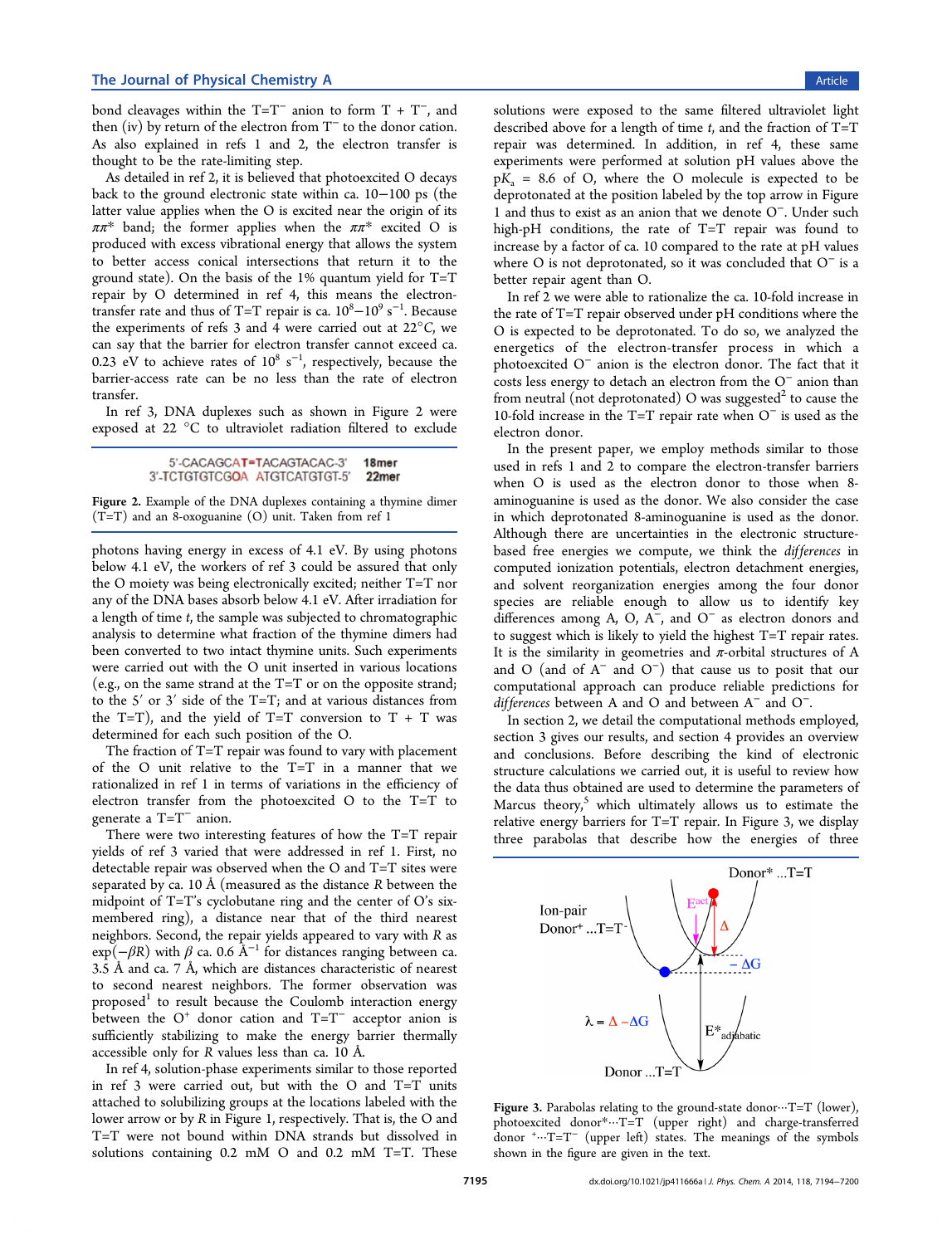bond cleavages within the T=T$^-$ anion to form T + T$^-$, and then (iv) by return of the electron from T$^-$ to the donor cation. As also explained in refs 1 and 2, the electron transfer is thought to be the rate-limiting step.

As detailed in ref 2, it is believed that photoexcited O decays back to the ground electronic state within ca. 10−100 ps (the latter value applies when the O is excited near the origin of its $\pi\pi^*$ band; the former applies when the $\pi\pi^*$ excited O is produced with excess vibrational energy that allows the system to better access conical intersections that return it to the ground state). On the basis of the 1% quantum yield for T=T repair by O determined in ref 4, this means the electron-transfer rate and thus of T=T repair is ca. $10^8$−$10^9$ s$^{-1}$. Because the experiments of refs 3 and 4 were carried out at 22°C, we can say that the barrier for electron transfer cannot exceed ca. 0.23 eV to achieve rates of $10^8$ s$^{-1}$, respectively, because the barrier-access rate can be no less than the rate of electron transfer.

In ref 3, DNA duplexes such as shown in Figure 2 were exposed at 22 °C to ultraviolet radiation filtered to exclude photons having energy in excess of 4.1 eV. By using photons below 4.1 eV, the workers of ref 3 could be assured that only the O moiety was being electronically excited; neither T=T nor any of the DNA bases absorb below 4.1 eV. After irradiation for a length of time $t$, the sample was subjected to chromatographic analysis to determine what fraction of the thymine dimers had been converted to two intact thymine units. Such experiments were carried out with the O unit inserted in various locations (e.g., on the same strand at the T=T or on the opposite strand; to the 5′ or 3′ side of the T=T; and at various distances from the T=T), and the yield of T=T conversion to T + T was determined for each such position of the O.

```
5'-CACAGCAT=TACAGTACAC-3'   18mer
3'-TCTGTGTCGOA ATGTCATGTGT-5'   22mer
```

Figure 2. Example of the DNA duplexes containing a thymine dimer (T=T) and an 8-oxoguanine (O) unit. Taken from ref 1

The fraction of T=T repair was found to vary with placement of the O unit relative to the T=T in a manner that we rationalized in ref 1 in terms of variations in the efficiency of electron transfer from the photoexcited O to the T=T to generate a T=T$^-$ anion.

There were two interesting features of how the T=T repair yields of ref 3 varied that were addressed in ref 1. First, no detectable repair was observed when the O and T=T sites were separated by ca. 10 Å (measured as the distance $R$ between the midpoint of T=T's cyclobutane ring and the center of O's six-membered ring), a distance near that of the third nearest neighbors. Second, the repair yields appeared to vary with $R$ as $\exp(-\beta R)$ with $\beta$ ca. 0.6 Å$^{-1}$ for distances ranging between ca. 3.5 Å and ca. 7 Å, which are distances characteristic of nearest to second nearest neighbors. The former observation was proposed[1] to result because the Coulomb interaction energy between the O$^+$ donor cation and T=T$^-$ acceptor anion is sufficiently stabilizing to make the energy barrier thermally accessible only for $R$ values less than ca. 10 Å.

In ref 4, solution-phase experiments similar to those reported in ref 3 were carried out, but with the O and T=T units attached to solubilizing groups at the locations labeled with the lower arrow or by $R$ in Figure 1, respectively. That is, the O and T=T were not bound within DNA strands but dissolved in solutions containing 0.2 mM O and 0.2 mM T=T. These solutions were exposed to the same filtered ultraviolet light described above for a length of time $t$, and the fraction of T=T repair was determined. In addition, in ref 4, these same experiments were performed at solution pH values above the p$K_a$ = 8.6 of O, where the O molecule is expected to be deprotonated at the position labeled by the top arrow in Figure 1 and thus to exist as an anion that we denote O$^-$. Under such high-pH conditions, the rate of T=T repair was found to increase by a factor of ca. 10 compared to the rate at pH values where O is not deprotonated, so it was concluded that O$^-$ is a better repair agent than O.

In ref 2 we were able to rationalize the ca. 10-fold increase in the rate of T=T repair observed under pH conditions where the O is expected to be deprotonated. To do so, we analyzed the energetics of the electron-transfer process in which a photoexcited O$^-$ anion is the electron donor. The fact that it costs less energy to detach an electron from the O$^-$ anion than from neutral (not deprotonated) O was suggested[2] to cause the 10-fold increase in the T=T repair rate when O$^-$ is used as the electron donor.

In the present paper, we employ methods similar to those used in refs 1 and 2 to compare the electron-transfer barriers when O is used as the electron donor to those when 8-aminoguanine is used as the donor. We also consider the case in which deprotonated 8-aminoguanine is used as the donor. Although there are uncertainties in the electronic structure-based free energies we compute, we think the *differences* in computed ionization potentials, electron detachment energies, and solvent reorganization energies among the four donor species are reliable enough to allow us to identify key differences among A, O, A$^-$, and O$^-$ as electron donors and to suggest which is likely to yield the highest T=T repair rates. It is the similarity in geometries and $\pi$-orbital structures of A and O (and of A$^-$ and O$^-$) that cause us to posit that our computational approach can produce reliable predictions for *differences* between A and O and between A$^-$ and O$^-$.

In section 2, we detail the computational methods employed, section 3 gives our results, and section 4 provides an overview and conclusions. Before describing the kind of electronic structure calculations we carried out, it is useful to review how the data thus obtained are used to determine the parameters of Marcus theory,[5] which ultimately allows us to estimate the relative energy barriers for T=T repair. In Figure 3, we display three parabolas that describe how the energies of three

Figure 3. Parabolas relating to the ground-state donor···T=T (lower), photoexcited donor*···T=T (upper right) and charge-transferred donor $^+$···T=T$^-$ (upper left) states. The meanings of the symbols shown in the figure are given in the text.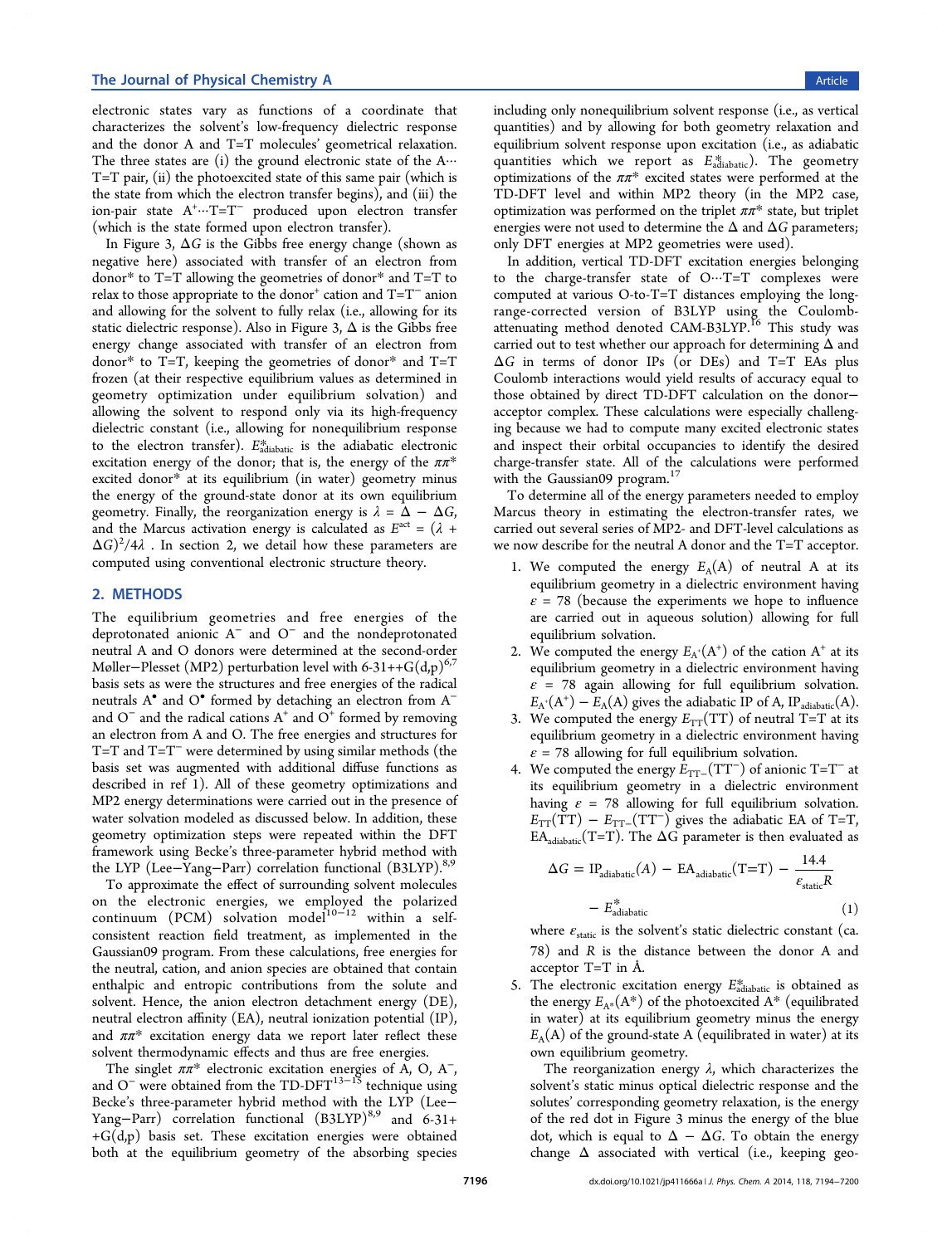electronic states vary as functions of a coordinate that characterizes the solvent's low-frequency dielectric response and the donor A and T=T molecules' geometrical relaxation. The three states are (i) the ground electronic state of the A···T=T pair, (ii) the photoexcited state of this same pair (which is the state from which the electron transfer begins), and (iii) the ion-pair state $A^+\cdots T{=}T^-$ produced upon electron transfer (which is the state formed upon electron transfer).

In Figure 3, $\Delta G$ is the Gibbs free energy change (shown as negative here) associated with transfer of an electron from donor* to T=T allowing the geometries of donor* and T=T to relax to those appropriate to the donor$^+$ cation and $T{=}T^-$ anion and allowing for the solvent to fully relax (i.e., allowing for its static dielectric response). Also in Figure 3, $\Delta$ is the Gibbs free energy change associated with transfer of an electron from donor* to T=T, keeping the geometries of donor* and T=T frozen (at their respective equilibrium values as determined in geometry optimization under equilibrium solvation) and allowing the solvent to respond only via its high-frequency dielectric constant (i.e., allowing for nonequilibrium response to the electron transfer). $E^*_{\text{adiabatic}}$ is the adiabatic electronic excitation energy of the donor; that is, the energy of the $\pi\pi^*$ excited donor* at its equilibrium (in water) geometry minus the energy of the ground-state donor at its own equilibrium geometry. Finally, the reorganization energy is $\lambda = \Delta - \Delta G$, and the Marcus activation energy is calculated as $E^{\text{act}} = (\lambda + \Delta G)^2/4\lambda$ . In section 2, we detail how these parameters are computed using conventional electronic structure theory.

## 2. METHODS

The equilibrium geometries and free energies of the deprotonated anionic $A^-$ and $O^-$ and the nonprotonated neutral A and O donors were determined at the second-order Møller–Plesset (MP2) perturbation level with 6-31++G(d,p)[6,7] basis sets as were the structures and free energies of the radical neutrals $A^\bullet$ and $O^\bullet$ formed by detaching an electron from $A^-$ and $O^-$ and the radical cations $A^+$ and $O^+$ formed by removing an electron from A and O. The free energies and structures for T=T and $T{=}T^-$ were determined by using similar methods (the basis set was augmented with additional diffuse functions as described in ref 1). All of these geometry optimizations and MP2 energy determinations were carried out in the presence of water solvation modeled as discussed below. In addition, these geometry optimization steps were repeated within the DFT framework using Becke's three-parameter hybrid method with the LYP (Lee–Yang–Parr) correlation functional (B3LYP).[8,9]

To approximate the effect of surrounding solvent molecules on the electronic energies, we employed the polarized continuum (PCM) solvation model[10−12] within a self-consistent reaction field treatment, as implemented in the Gaussian09 program. From these calculations, free energies for the neutral, cation, and anion species are obtained that contain enthalpic and entropic contributions from the solute and solvent. Hence, the anion electron detachment energy (DE), neutral electron affinity (EA), neutral ionization potential (IP), and $\pi\pi^*$ excitation energy data we report later reflect these solvent thermodynamic effects and thus are free energies.

The singlet $\pi\pi^*$ electronic excitation energies of A, O, $A^-$, and $O^-$ were obtained from the TD-DFT[13−15] technique using Becke's three-parameter hybrid method with the LYP (Lee–Yang–Parr) correlation functional (B3LYP)[8,9] and 6-31+ +G(d,p) basis set. These excitation energies were obtained both at the equilibrium geometry of the absorbing species including only nonequilibrium solvent response (i.e., as vertical quantities) and by allowing for both geometry relaxation and equilibrium solvent response upon excitation (i.e., adiabatic quantities which we report as $E^*_{\text{adiabatic}}$). The geometry optimizations of the $\pi\pi^*$ excited states were performed at the TD-DFT level and within MP2 theory (in the MP2 case, optimization was performed on the triplet $\pi\pi^*$ state, but triplet energies were not used to determine the $\Delta$ and $\Delta G$ parameters; only DFT energies at MP2 geometries were used).

In addition, vertical TD-DFT excitation energies belonging to the charge-transfer state of O···T=T complexes were computed at various O-to-T=T distances employing the long-range-corrected version of B3LYP using the Coulomb-attenuating method denoted CAM-B3LYP.[16] This study was carried out to test whether our approach for determining $\Delta$ and $\Delta G$ in terms of donor IPs (or DEs) and T=T EAs plus Coulomb interactions would yield results of accuracy equal to those obtained by direct TD-DFT calculation on the donor–acceptor complex. These calculations were especially challenging because we had to compute many excited electronic states and inspect their orbital occupancies to identify the desired charge-transfer state. All of the calculations were performed with the Gaussian09 program.[17]

To determine all of the energy parameters needed to employ Marcus theory in estimating the electron-transfer rates, we carried out several series of MP2- and DFT-level calculations as we now describe for the neutral A donor and the T=T acceptor.

1. We computed the energy $E_A(A)$ of neutral A at its equilibrium geometry in a dielectric environment having $\varepsilon = 78$ (because the experiments we hope to influence are carried out in aqueous solution) allowing for full equilibrium solvation.
2. We computed the energy $E_{A^+}(A^+)$ of the cation $A^+$ at its equilibrium geometry in a dielectric environment having $\varepsilon = 78$ again allowing for full equilibrium solvation. $E_{A^+}(A^+) - E_A(A)$ gives the adiabatic IP of A, $\text{IP}_{\text{adiabatic}}(A)$.
3. We computed the energy $E_{TT}(TT)$ of neutral T=T at its equilibrium geometry in a dielectric environment having $\varepsilon = 78$ allowing for full equilibrium solvation.
4. We computed the energy $E_{TT^-}(TT^-)$ of anionic $T{=}T^-$ at its equilibrium geometry in a dielectric environment having $\varepsilon = 78$ allowing for full equilibrium solvation. $E_{TT}(TT) - E_{TT^-}(TT^-)$ gives the adiabatic EA of T=T, $\text{EA}_{\text{adiabatic}}(T{=}T)$. The $\Delta G$ parameter is then evaluated as

$$\Delta G = \text{IP}_{\text{adiabatic}}(A) - \text{EA}_{\text{adiabatic}}(T{=}T) - \frac{14.4}{\varepsilon_{\text{static}} R} - E^*_{\text{adiabatic}} \tag{1}$$

where $\varepsilon_{\text{static}}$ is the solvent's static dielectric constant (ca. 78) and $R$ is the distance between the donor A and acceptor T=T in Å.

5. The electronic excitation energy $E^*_{\text{adiabatic}}$ is obtained as the energy $E_{A^*}(A^*)$ of the photoexcited $A^*$ (equilibrated in water) at its equilibrium geometry minus the energy $E_A(A)$ of the ground-state A (equilibrated in water) at its own equilibrium geometry.

The reorganization energy $\lambda$, which characterizes the solvent's static minus optical dielectric response and the solutes' corresponding geometry relaxation, is the energy of the red dot in Figure 3 minus the energy of the blue dot, which is equal to $\Delta - \Delta G$. To obtain the energy change $\Delta$ associated with vertical (i.e., keeping geo-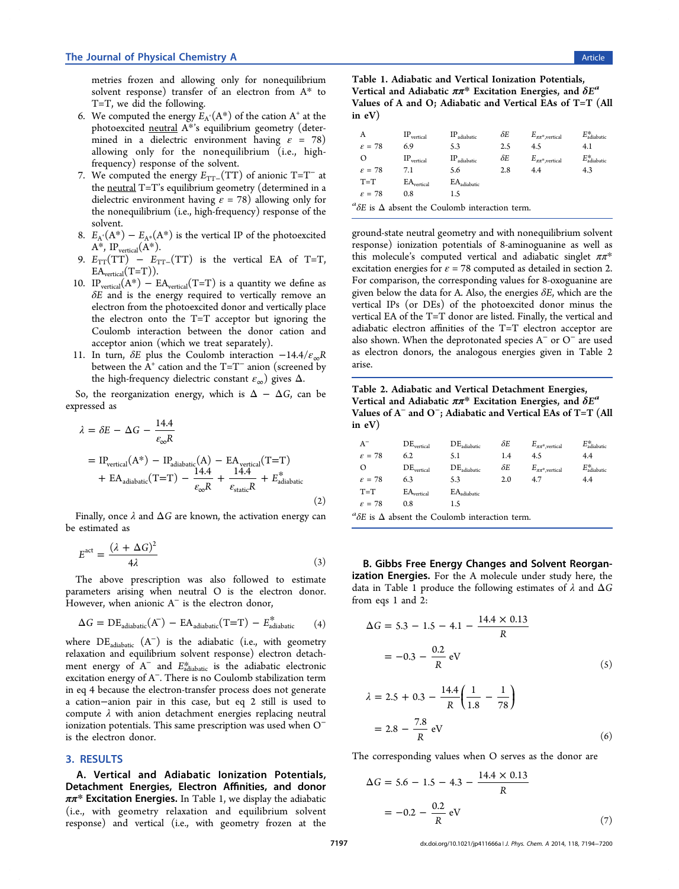metries frozen and allowing only for nonequilibrium solvent response) transfer of an electron from A* to T=T, we did the following.

6. We computed the energy $E_{A^+}(A^*)$ of the cation $A^+$ at the photoexcited neutral A*'s equilibrium geometry (determined in a dielectric environment having $\varepsilon$ = 78) allowing only for the nonequilibrium (i.e., high-frequency) response of the solvent.
7. We computed the energy $E_{TT-}(TT)$ of anionic $T{=}T^-$ at the neutral T=T's equilibrium geometry (determined in a dielectric environment having $\varepsilon$ = 78) allowing only for the nonequilibrium (i.e., high-frequency) response of the solvent.
8. $E_{A^+}(A^*) - E_{A^*}(A^*)$ is the vertical IP of the photoexcited A*, $IP_{vertical}(A^*)$.
9. $E_{TT}(TT) - E_{TT-}(TT)$ is the vertical EA of T=T, $EA_{vertical}(T{=}T)$.
10. $IP_{vertical}(A^*) - EA_{vertical}(T{=}T)$ is a quantity we define as $\delta E$ and is the energy required to vertically remove an electron from the photoexcited donor and vertically place the electron onto the T=T acceptor but ignoring the Coulomb interaction between the donor cation and acceptor anion (which we treat separately).
11. In turn, $\delta E$ plus the Coulomb interaction $-14.4/\varepsilon_\infty R$ between the $A^+$ cation and the $T{=}T^-$ anion (screened by the high-frequency dielectric constant $\varepsilon_\infty$) gives $\Delta$.

So, the reorganization energy, which is $\Delta - \Delta G$, can be expressed as

$$\lambda = \delta E - \Delta G - \frac{14.4}{\varepsilon_\infty R}$$
$$= IP_{vertical}(A^*) - IP_{adiabatic}(A) - EA_{vertical}(T{=}T) + EA_{adiabatic}(T{=}T) - \frac{14.4}{\varepsilon_\infty R} + \frac{14.4}{\varepsilon_{static} R} + E^*_{adiabatic} \tag{2}$$

Finally, once $\lambda$ and $\Delta G$ are known, the activation energy can be estimated as

$$E^{act} = \frac{(\lambda + \Delta G)^2}{4\lambda} \tag{3}$$

The above prescription was also followed to estimate parameters arising when neutral O is the electron donor. However, when anionic $A^-$ is the electron donor,

$$\Delta G = DE_{adiabatic}(A^-) - EA_{adiabatic}(T{=}T) - E^*_{adiabatic} \tag{4}$$

where $DE_{adiabatic}(A^-)$ is the adiabatic (i.e., with geometry relaxation and equilibrium solvent response) electron detachment energy of $A^-$ and $E^*_{adiabatic}$ is the adiabatic electronic excitation energy of $A^-$. There is no Coulomb stabilization term in eq 4 because the electron-transfer process does not generate a cation–anion pair in this case, but eq 2 still is used to compute $\lambda$ with anion detachment energies replacing neutral ionization potentials. This same prescription was used when $O^-$ is the electron donor.

## 3. RESULTS

### A. Vertical and Adiabatic Ionization Potentials, Detachment Energies, Electron Affinities, and donor $\pi\pi^*$ Excitation Energies.

In Table 1, we display the adiabatic (i.e., with geometry relaxation and equilibrium solvent response) and vertical (i.e., with geometry frozen at the ground-state neutral geometry and with nonequilibrium solvent response) ionization potentials of 8-aminoguanine as well as this molecule's computed vertical and adiabatic singlet $\pi\pi^*$ excitation energies for $\varepsilon$ = 78 computed as detailed in section 2. For comparison, the corresponding values for 8-oxoguanine are given below the data for A. Also, the energies $\delta E$, which are the vertical IPs (or DEs) of the photoexcited donor minus the vertical EA of the T=T donor are listed. Finally, the vertical and adiabatic electron affinities of the T=T electron acceptor are also shown. When the deprotonated species $A^-$ or $O^-$ are used as electron donors, the analogous energies given in Table 2 arise.

**Table 1. Adiabatic and Vertical Ionization Potentials, Vertical and Adiabatic $\pi\pi^*$ Excitation Energies, and $\delta E^a$ Values of A and O; Adiabatic and Vertical EAs of T=T (All in eV)**

| A | $IP_{vertical}$ | $IP_{adiabatic}$ | $\delta E$ | $E_{\pi\pi^*,vertical}$ | $E^*_{adiabatic}$ |
|---|---|---|---|---|---|
| $\varepsilon$ = 78 | 6.9 | 5.3 | 2.5 | 4.5 | 4.1 |
| O | $IP_{vertical}$ | $IP_{adiabatic}$ | $\delta E$ | $E_{\pi\pi^*,vertical}$ | $E^*_{adiabatic}$ |
| $\varepsilon$ = 78 | 7.1 | 5.6 | 2.8 | 4.4 | 4.3 |
| T=T | $EA_{vertical}$ | $EA_{adiabatic}$ | | | |
| $\varepsilon$ = 78 | 0.8 | 1.5 | | | |

$^a\delta E$ is $\Delta$ absent the Coulomb interaction term.

**Table 2. Adiabatic and Vertical Detachment Energies, Vertical and Adiabatic $\pi\pi^*$ Excitation Energies, and $\delta E^a$ Values of $A^-$ and $O^-$; Adiabatic and Vertical EAs of T=T (All in eV)**

| $A^-$ | $DE_{vertical}$ | $DE_{adiabatic}$ | $\delta E$ | $E_{\pi\pi^*,vertical}$ | $E^*_{adiabatic}$ |
|---|---|---|---|---|---|
| $\varepsilon$ = 78 | 6.2 | 5.1 | 1.4 | 4.5 | 4.4 |
| O | $DE_{vertical}$ | $DE_{adiabatic}$ | $\delta E$ | $E_{\pi\pi^*,vertical}$ | $E^*_{adiabatic}$ |
| $\varepsilon$ = 78 | 6.3 | 5.3 | 2.0 | 4.7 | 4.4 |
| T=T | $EA_{vertical}$ | $EA_{adiabatic}$ | | | |
| $\varepsilon$ = 78 | 0.8 | 1.5 | | | |

$^a\delta E$ is $\Delta$ absent the Coulomb interaction term.

### B. Gibbs Free Energy Changes and Solvent Reorganization Energies.

For the A molecule under study here, the data in Table 1 produce the following estimates of $\lambda$ and $\Delta G$ from eqs 1 and 2:

$$\Delta G = 5.3 - 1.5 - 4.1 - \frac{14.4 \times 0.13}{R}$$
$$= -0.3 - \frac{0.2}{R}\ \text{eV} \tag{5}$$

$$\lambda = 2.5 + 0.3 - \frac{14.4}{R}\left(\frac{1}{1.8} - \frac{1}{78}\right)$$
$$= 2.8 - \frac{7.8}{R}\ \text{eV} \tag{6}$$

The corresponding values when O serves as the donor are

$$\Delta G = 5.6 - 1.5 - 4.3 - \frac{14.4 \times 0.13}{R}$$
$$= -0.2 - \frac{0.2}{R}\ \text{eV} \tag{7}$$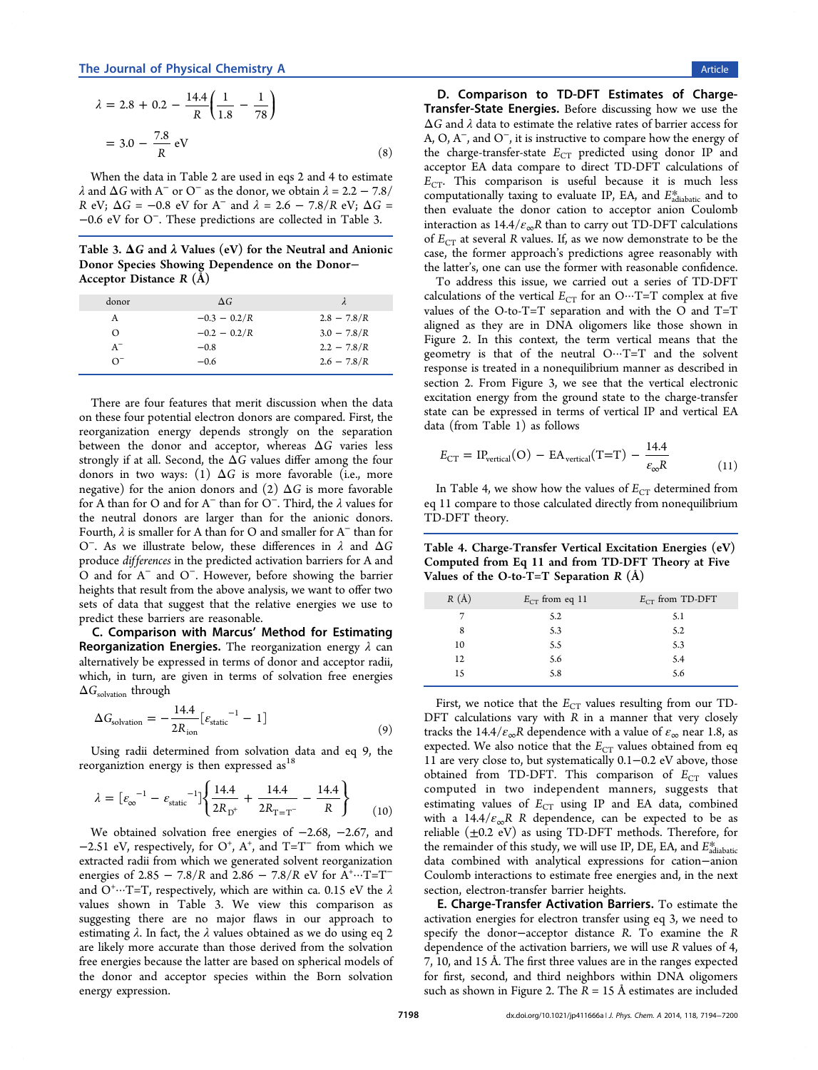$$\lambda = 2.8 + 0.2 - \frac{14.4}{R}\left(\frac{1}{1.8} - \frac{1}{78}\right)$$

$$= 3.0 - \frac{7.8}{R} \text{ eV} \tag{8}$$

When the data in Table 2 are used in eqs 2 and 4 to estimate $\lambda$ and $\Delta G$ with $A^-$ or $O^-$ as the donor, we obtain $\lambda = 2.2 - 7.8/R$ eV; $\Delta G = -0.8$ eV for $A^-$ and $\lambda = 2.6 - 7.8/R$ eV; $\Delta G = -0.6$ eV for $O^-$. These predictions are collected in Table 3.

**Table 3. $\Delta G$ and $\lambda$ Values (eV) for the Neutral and Anionic Donor Species Showing Dependence on the Donor–Acceptor Distance $R$ (Å)**

| donor | $\Delta G$ | $\lambda$ |
| --- | --- | --- |
| A | $-0.3 - 0.2/R$ | $2.8 - 7.8/R$ |
| O | $-0.2 - 0.2/R$ | $3.0 - 7.8/R$ |
| $A^-$ | $-0.8$ | $2.2 - 7.8/R$ |
| $O^-$ | $-0.6$ | $2.6 - 7.8/R$ |

There are four features that merit discussion when the data on these four potential electron donors are compared. First, the reorganization energy depends strongly on the separation between the donor and acceptor, whereas $\Delta G$ varies less strongly if at all. Second, the $\Delta G$ values differ among the four donors in two ways: (1) $\Delta G$ is more favorable (i.e., more negative) for the anion donors and (2) $\Delta G$ is more favorable for A than for O and for $A^-$ than for $O^-$. Third, the $\lambda$ values for the neutral donors are larger than for the anionic donors. Fourth, $\lambda$ is smaller for A than for O and smaller for $A^-$ than for $O^-$. As we illustrate below, these differences in $\lambda$ and $\Delta G$ produce *differences* in the predicted activation barriers for A and O and for $A^-$ and $O^-$. However, before showing the barrier heights that result from the above analysis, we want to offer two sets of data that suggest that the relative energies we use to predict these barriers are reasonable.

**C. Comparison with Marcus' Method for Estimating Reorganization Energies.** The reorganization energy $\lambda$ can alternatively be expressed in terms of donor and acceptor radii, which, in turn, are given in terms of solvation free energies $\Delta G_{\text{solvation}}$ through

$$\Delta G_{\text{solvation}} = -\frac{14.4}{2R_{\text{ion}}}[\varepsilon_{\text{static}}^{-1} - 1] \tag{9}$$

Using radii determined from solvation data and eq 9, the reorganiztion energy is then expressed as[18]

$$\lambda = [\varepsilon_\infty^{-1} - \varepsilon_{\text{static}}^{-1}]\left\{\frac{14.4}{2R_{D^+}} + \frac{14.4}{2R_{T=T^-}} - \frac{14.4}{R}\right\} \tag{10}$$

We obtained solvation free energies of −2.68, −2.67, and −2.51 eV, respectively, for $O^+$, $A^+$, and $T{=}T^-$ from which we extracted radii from which we generated solvent reorganization energies of $2.85 - 7.8/R$ and $2.86 - 7.8/R$ eV for $A^+\cdots T{=}T^-$ and $O^+\cdots T{=}T$, respectively, which are within ca. 0.15 eV the $\lambda$ values shown in Table 3. We view this comparison as suggesting there are no major flaws in our approach to estimating $\lambda$. In fact, the $\lambda$ values obtained as we do using eq 2 are likely more accurate than those derived from the solvation free energies because the latter are based on spherical models of the donor and acceptor species within the Born solvation energy expression.

**D. Comparison to TD-DFT Estimates of Charge-Transfer-State Energies.** Before discussing how we use the $\Delta G$ and $\lambda$ data to estimate the relative rates of barrier access for A, O, $A^-$, and $O^-$, it is instructive to compare how the energy of the charge-transfer-state $E_{CT}$ predicted using donor IP and acceptor EA data compare to direct TD-DFT calculations of $E_{CT}$. This comparison is useful because it is much less computationally taxing to evaluate IP, EA, and $E^*_{\text{adiabatic}}$ and to then evaluate the donor cation to acceptor anion Coulomb interaction as $14.4/\varepsilon_\infty R$ than to carry out TD-DFT calculations of $E_{CT}$ at several $R$ values. If, as we now demonstrate to be the case, the former approach's predictions agree reasonably with the latter's, one can use the former with reasonable confidence.

To address this issue, we carried out a series of TD-DFT calculations of the vertical $E_{CT}$ for an $O\cdots T{=}T$ complex at five values of the O-to-T=T separation and with the O and T=T aligned as they are in DNA oligomers like those shown in Figure 2. In this context, the term vertical means that the geometry is that of the neutral $O\cdots T{=}T$ and the solvent response is treated in a nonequilibrium manner as described in section 2. From Figure 3, we see that the vertical electronic excitation energy from the ground state to the charge-transfer state can be expressed in terms of vertical IP and vertical EA data (from Table 1) as follows

$$E_{CT} = \text{IP}_{\text{vertical}}(\text{O}) - \text{EA}_{\text{vertical}}(\text{T=T}) - \frac{14.4}{\varepsilon_\infty R} \tag{11}$$

In Table 4, we show how the values of $E_{CT}$ determined from eq 11 compare to those calculated directly from nonequilibrium TD-DFT theory.

**Table 4. Charge-Transfer Vertical Excitation Energies (eV) Computed from Eq 11 and from TD-DFT Theory at Five Values of the O-to-T=T Separation $R$ (Å)**

| $R$ (Å) | $E_{CT}$ from eq 11 | $E_{CT}$ from TD-DFT |
| --- | --- | --- |
| 7 | 5.2 | 5.1 |
| 8 | 5.3 | 5.2 |
| 10 | 5.5 | 5.3 |
| 12 | 5.6 | 5.4 |
| 15 | 5.8 | 5.6 |

First, we notice that the $E_{CT}$ values resulting from our TD-DFT calculations vary with $R$ in a manner that very closely tracks the $14.4/\varepsilon_\infty R$ dependence with a value of $\varepsilon_\infty$ near 1.8, as expected. We also notice that the $E_{CT}$ values obtained from eq 11 are very close to, but systematically 0.1–0.2 eV above, those obtained from TD-DFT. This comparison of $E_{CT}$ values computed in two independent manners, suggests that estimating values of $E_{CT}$ using IP and EA data, combined with a $14.4/\varepsilon_\infty R$ $R$ dependence, can be expected to be as reliable (±0.2 eV) as using TD-DFT methods. Therefore, for the remainder of this study, we will use IP, DE, EA, and $E^*_{\text{adiabatic}}$ data combined with analytical expressions for cation–anion Coulomb interactions to estimate free energies and, in the next section, electron-transfer barrier heights.

**E. Charge-Transfer Activation Barriers.** To estimate the activation energies for electron transfer using eq 3, we need to specify the donor–acceptor distance $R$. To examine the $R$ dependence of the activation barriers, we will use $R$ values of 4, 7, 10, and 15 Å. The first three values are in the ranges expected for first, second, and third neighbors within DNA oligomers such as shown in Figure 2. The $R = 15$ Å estimates are included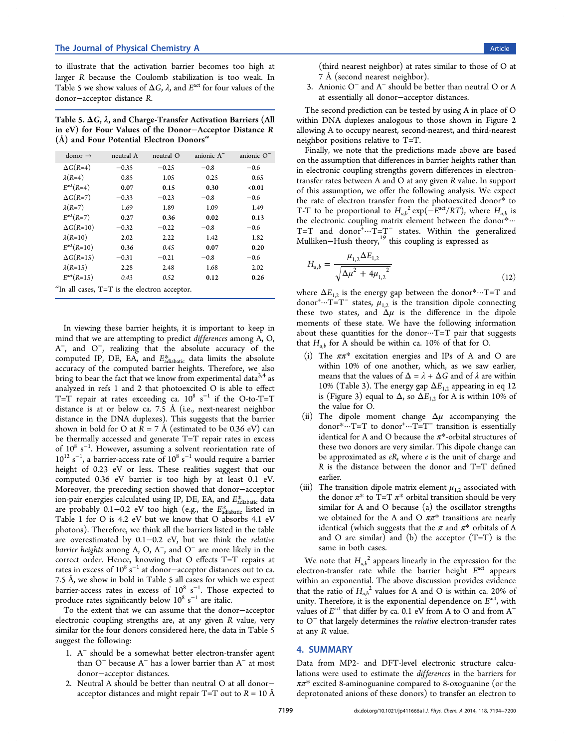to illustrate that the activation barrier becomes too high at larger $R$ because the Coulomb stabilization is too weak. In Table 5 we show values of $\Delta G$, $\lambda$, and $E^{act}$ for four values of the donor–acceptor distance $R$.

**Table 5. $\Delta G$, $\lambda$, and Charge-Transfer Activation Barriers (All in eV) for Four Values of the Donor–Acceptor Distance $R$ (Å) and Four Potential Electron Donors[a]**

| donor → | neutral A | neutral O | anionic $A^-$ | anionic $O^-$ |
|---|---|---|---|---|
| $\Delta G(R{=}4)$ | −0.35 | −0.25 | −0.8 | −0.6 |
| $\lambda(R{=}4)$ | 0.85 | 1.05 | 0.25 | 0.65 |
| $E^{act}(R{=}4)$ | **0.07** | **0.15** | **0.30** | **<0.01** |
| $\Delta G(R{=}7)$ | −0.33 | −0.23 | −0.8 | −0.6 |
| $\lambda(R{=}7)$ | 1.69 | 1.89 | 1.09 | 1.49 |
| $E^{act}(R{=}7)$ | **0.27** | **0.36** | **0.02** | **0.13** |
| $\Delta G(R{=}10)$ | −0.32 | −0.22 | −0.8 | −0.6 |
| $\lambda(R{=}10)$ | 2.02 | 2.22 | 1.42 | 1.82 |
| $E^{act}(R{=}10)$ | **0.36** | *0.45* | **0.07** | **0.20** |
| $\Delta G(R{=}15)$ | −0.31 | −0.21 | −0.8 | −0.6 |
| $\lambda(R{=}15)$ | 2.28 | 2.48 | 1.68 | 2.02 |
| $E^{act}(R{=}15)$ | *0.43* | *0.52* | **0.12** | **0.26** |

[a]In all cases, T=T is the electron acceptor.

In viewing these barrier heights, it is important to keep in mind that we are attempting to predict *differences* among A, O, $A^-$, and $O^-$, realizing that the absolute accuracy of the computed IP, DE, EA, and $E^*_{adiabatic}$ data limits the absolute accuracy of the computed barrier heights. Therefore, we also bring to bear the fact that we know from experimental data[3,4] as analyzed in refs 1 and 2 that photoexcited O is able to effect T=T repair at rates exceeding ca. $10^8$ s$^{-1}$ if the O-to-T=T distance is at or below ca. 7.5 Å (i.e., next-nearest neighbor distance in the DNA duplexes). This suggests that the barrier shown in bold for O at $R$ = 7 Å (estimated to be 0.36 eV) can be thermally accessed and generate T=T repair rates in excess of $10^8$ s$^{-1}$. However, assuming a solvent reorientation rate of $10^{12}$ s$^{-1}$, a barrier-access rate of $10^8$ s$^{-1}$ would require a barrier height of 0.23 eV or less. These realities suggest that our computed 0.36 eV barrier is too high by at least 0.1 eV. Moreover, the preceding section showed that donor–acceptor ion-pair energies calculated using IP, DE, EA, and $E^*_{adiabatic}$ data are probably 0.1–0.2 eV too high (e.g., the $E^*_{adiabatic}$ listed in Table 1 for O is 4.2 eV but we know that O absorbs 4.1 eV photons). Therefore, we think all the barriers listed in the table are overestimated by 0.1–0.2 eV, but we think the *relative barrier heights* among A, O, $A^-$, and $O^-$ are more likely in the correct order. Hence, knowing that O effects T=T repairs at rates in excess of $10^8$ s$^{-1}$ at donor–acceptor distances out to ca. 7.5 Å, we show in bold in Table 5 all cases for which we expect barrier-access rates in excess of $10^8$ s$^{-1}$. Those expected to produce rates significantly below $10^8$ s$^{-1}$ are italic.

To the extent that we can assume that the donor–acceptor electronic coupling strengths are, at any given $R$ value, very similar for the four donors considered here, the data in Table 5 suggest the following:

1. $A^-$ should be a somewhat better electron-transfer agent than $O^-$ because $A^-$ has a lower barrier than $A^-$ at most donor–acceptor distances.
2. Neutral A should be better than neutral O at all donor–acceptor distances and might repair T=T out to $R$ = 10 Å (third nearest neighbor) at rates similar to those of O at 7 Å (second nearest neighbor).
3. Anionic $O^-$ and $A^-$ should be better than neutral O or A at essentially all donor–acceptor distances.

The second prediction can be tested by using A in place of O within DNA duplexes analogous to those shown in Figure 2 allowing A to occupy nearest, second-nearest, and third-nearest neighbor positions relative to T=T.

Finally, we note that the predictions made above are based on the assumption that differences in barrier heights rather than in electronic coupling strengths govern differences in electron-transfer rates between A and O at any given $R$ value. In support of this assumption, we offer the following analysis. We expect the rate of electron transfer from the photoexcited donor* to T-T to be proportional to $H_{a,b}{}^2 \exp(-E^{act}/RT)$, where $H_{a,b}$ is the electronic coupling matrix element between the donor*···T=T and donor$^+$···T=T$^-$ states. Within the generalized Mulliken–Hush theory,[19] this coupling is expressed as

$$H_{a,b} = \frac{\mu_{1,2}\Delta E_{1,2}}{\sqrt{\Delta\mu^2 + 4\mu_{1,2}{}^2}} \tag{12}$$

where $\Delta E_{1,2}$ is the energy gap between the donor*···T=T and donor$^+$···T=T$^-$ states, $\mu_{1,2}$ is the transition dipole connecting these two states, and $\Delta\mu$ is the difference in the dipole moments of these state. We have the following information about these quantities for the donor···T=T pair that suggests that $H_{a,b}$ for A should be within ca. 10% of that for O.

(i) The $\pi\pi^*$ excitation energies and IPs of A and O are within 10% of one another, which, as we saw earlier, means that the values of $\Delta = \lambda + \Delta G$ and of $\lambda$ are within 10% (Table 3). The energy gap $\Delta E_{1,2}$ appearing in eq 12 is (Figure 3) equal to $\Delta$, so $\Delta E_{1,2}$ for A is within 10% of the value for O.

(ii) The dipole moment change $\Delta\mu$ accompanying the donor*···T=T to donor$^+$···T=T$^-$ transition is essentially identical for A and O because the $\pi^*$-orbital structures of these two donors are very similar. This dipole change can be approximated as $eR$, where $e$ is the unit of charge and $R$ is the distance between the donor and T=T defined earlier.

(iii) The transition dipole matrix element $\mu_{1,2}$ associated with the donor $\pi^*$ to T=T $\pi^*$ orbital transition should be very similar for A and O because (a) the oscillator strengths we obtained for the A and O $\pi\pi^*$ transitions are nearly identical (which suggests that the $\pi$ and $\pi^*$ orbitals of A and O are similar) and (b) the acceptor (T=T) is the same in both cases.

We note that $H_{a,b}{}^2$ appears linearly in the expression for the electron-transfer rate while the barrier height $E^{act}$ appears within an exponential. The above discussion provides evidence that the ratio of $H_{a,b}{}^2$ values for A and O is within ca. 20% of unity. Therefore, it is the exponential dependence on $E^{act}$, with values of $E^{act}$ that differ by ca. 0.1 eV from A to O and from $A^-$ to $O^-$ that largely determines the *relative* electron-transfer rates at any $R$ value.

## 4. SUMMARY

Data from MP2- and DFT-level electronic structure calculations were used to estimate the *differences* in the barriers for $\pi\pi^*$ excited 8-aminoguanine compared to 8-oxoguanine (or the deprotonated anions of these donors) to transfer an electron to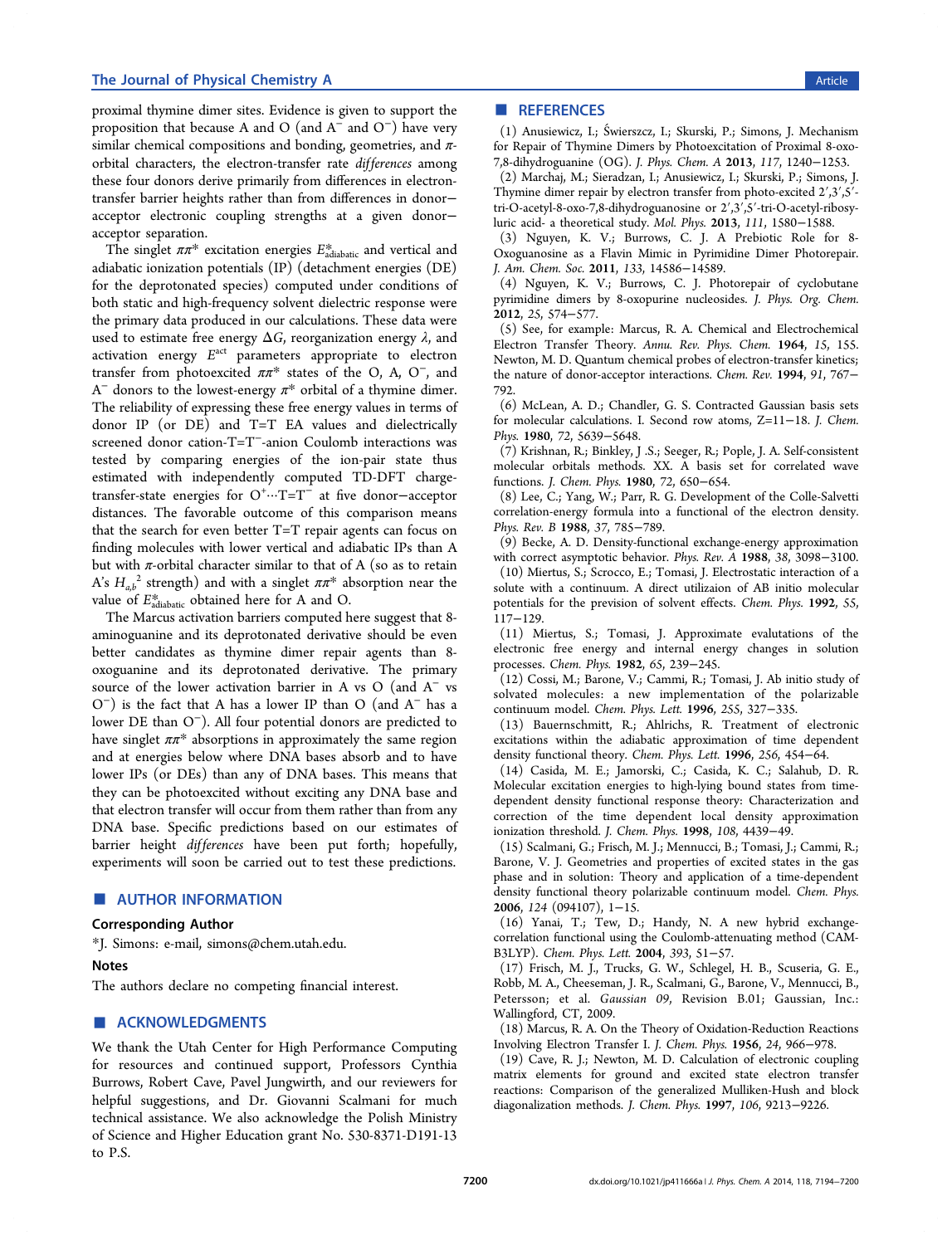proximal thymine dimer sites. Evidence is given to support the proposition that because A and O (and $A^-$ and $O^-$) have very similar chemical compositions and bonding, geometries, and $\pi$-orbital characters, the electron-transfer rate *differences* among these four donors derive primarily from differences in electron-transfer barrier heights rather than from differences in donor–acceptor electronic coupling strengths at a given donor–acceptor separation.

The singlet $\pi\pi^*$ excitation energies $E^*_{\text{adiabatic}}$ and vertical and adiabatic ionization potentials (IP) (detachment energies (DE) for the deprotonated species) computed under conditions of both static and high-frequency solvent dielectric response were the primary data produced in our calculations. These data were used to estimate free energy $\Delta G$, reorganization energy $\lambda$, and activation energy $E^{\text{act}}$ parameters appropriate to electron transfer from photoexcited $\pi\pi^*$ states of the O, A, $O^-$, and $A^-$ donors to the lowest-energy $\pi^*$ orbital of a thymine dimer. The reliability of expressing these free energy values in terms of donor IP (or DE) and T=T EA values and dielectrically screened donor cation-T=T$^-$-anion Coulomb interactions was tested by comparing energies of the ion-pair state thus estimated with independently computed TD-DFT charge-transfer-state energies for $O^+\cdots T{=}T^-$ at five donor–acceptor distances. The favorable outcome of this comparison means that the search for even better T=T repair agents can focus on finding molecules with lower vertical and adiabatic IPs than A but with $\pi$-orbital character similar to that of A (so as to retain A's $H_{a,b}{}^2$ strength) and with a singlet $\pi\pi^*$ absorption near the value of $E^*_{\text{adiabatic}}$ obtained here for A and O.

The Marcus activation barriers computed here suggest that 8-aminoguanine and its deprotonated derivative should be even better candidates as thymine dimer repair agents than 8-oxoguanine and its deprotonated derivative. The primary source of the lower activation barrier in A vs O (and $A^-$ vs $O^-$) is the fact that A has a lower IP than O (and $A^-$ has a lower DE than $O^-$). All four potential donors are predicted to have singlet $\pi\pi^*$ absorptions in approximately the same region and at energies below where DNA bases absorb and to have lower IPs (or DEs) than any of DNA bases. This means that they can be photoexcited without exciting any DNA base and that electron transfer will occur from them rather than from any DNA base. Specific predictions based on our estimates of barrier height *differences* have been put forth; hopefully, experiments will soon be carried out to test these predictions.

## AUTHOR INFORMATION

### Corresponding Author

*J. Simons: e-mail, simons@chem.utah.edu.

### Notes

The authors declare no competing financial interest.

## ACKNOWLEDGMENTS

We thank the Utah Center for High Performance Computing for resources and continued support, Professors Cynthia Burrows, Robert Cave, Pavel Jungwirth, and our reviewers for helpful suggestions, and Dr. Giovanni Scalmani for much technical assistance. We also acknowledge the Polish Ministry of Science and Higher Education grant No. 530-8371-D191-13 to P.S.

## REFERENCES

(1) Anusiewicz, I.; Świerszcz, I.; Skurski, P.; Simons, J. Mechanism for Repair of Thymine Dimers by Photoexcitation of Proximal 8-oxo-7,8-dihydroguanine (OG). *J. Phys. Chem. A* **2013**, *117*, 1240−1253.

(2) Marchaj, M.; Sieradzan, I.; Anusiewicz, I.; Skurski, P.; Simons, J. Thymine dimer repair by electron transfer from photo-excited 2′,3′,5′-tri-O-acetyl-8-oxo-7,8-dihydroguanosine or 2′,3′,5′-tri-O-acetyl-ribosyluric acid- a theoretical study. *Mol. Phys.* **2013**, *111*, 1580−1588.

(3) Nguyen, K. V.; Burrows, C. J. A Prebiotic Role for 8-Oxoguanosine as a Flavin Mimic in Pyrimidine Dimer Photorepair. *J. Am. Chem. Soc.* **2011**, *133*, 14586−14589.

(4) Nguyen, K. V.; Burrows, C. J. Photorepair of cyclobutane pyrimidine dimers by 8-oxopurine nucleosides. *J. Phys. Org. Chem.* **2012**, *25*, 574−577.

(5) See, for example: Marcus, R. A. Chemical and Electrochemical Electron Transfer Theory. *Annu. Rev. Phys. Chem.* **1964**, *15*, 155. Newton, M. D. Quantum chemical probes of electron-transfer kinetics; the nature of donor-acceptor interactions. *Chem. Rev.* **1994**, *91*, 767−792.

(6) McLean, A. D.; Chandler, G. S. Contracted Gaussian basis sets for molecular calculations. I. Second row atoms, Z=11−18. *J. Chem. Phys.* **1980**, *72*, 5639−5648.

(7) Krishnan, R.; Binkley, J .S.; Seeger, R.; Pople, J. A. Self-consistent molecular orbitals methods. XX. A basis set for correlated wave functions. *J. Chem. Phys.* **1980**, *72*, 650−654.

(8) Lee, C.; Yang, W.; Parr, R. G. Development of the Colle-Salvetti correlation-energy formula into a functional of the electron density. *Phys. Rev. B* **1988**, *37*, 785−789.

(9) Becke, A. D. Density-functional exchange-energy approximation with correct asymptotic behavior. *Phys. Rev. A* **1988**, *38*, 3098−3100.

(10) Miertus, S.; Scrocco, E.; Tomasi, J. Electrostatic interaction of a solute with a continuum. A direct utilizaion of AB initio molecular potentials for the prevision of solvent effects. *Chem. Phys.* **1992**, *55*, 117−129.

(11) Miertus, S.; Tomasi, J. Approximate evalutations of the electronic free energy and internal energy changes in solution processes. *Chem. Phys.* **1982**, *65*, 239−245.

(12) Cossi, M.; Barone, V.; Cammi, R.; Tomasi, J. Ab initio study of solvated molecules: a new implementation of the polarizable continuum model. *Chem. Phys. Lett.* **1996**, *255*, 327−335.

(13) Bauernschmitt, R.; Ahlrichs, R. Treatment of electronic excitations within the adiabatic approximation of time dependent density functional theory. *Chem. Phys. Lett.* **1996**, *256*, 454−64.

(14) Casida, M. E.; Jamorski, C.; Casida, K. C.; Salahub, D. R. Molecular excitation energies to high-lying bound states from time-dependent density functional response theory: Characterization and correction of the time dependent local density approximation ionization threshold. *J. Chem. Phys.* **1998**, *108*, 4439−49.

(15) Scalmani, G.; Frisch, M. J.; Mennucci, B.; Tomasi, J.; Cammi, R.; Barone, V. J. Geometries and properties of excited states in the gas phase and in solution: Theory and application of a time-dependent density functional theory polarizable continuum model. *Chem. Phys.* **2006**, *124* (094107), 1−15.

(16) Yanai, T.; Tew, D.; Handy, N. A new hybrid exchange-correlation functional using the Coulomb-attenuating method (CAM-B3LYP). *Chem. Phys. Lett.* **2004**, *393*, 51−57.

(17) Frisch, M. J.; Trucks, G. W., Schlegel, H. B., Scuseria, G. E., Robb, M. A., Cheeseman, J. R., Scalmani, G., Barone, V., Mennucci, B., Petersson; et al. *Gaussian 09*, Revision B.01; Gaussian, Inc.: Wallingford, CT, 2009.

(18) Marcus, R. A. On the Theory of Oxidation-Reduction Reactions Involving Electron Transfer I. *J. Chem. Phys.* **1956**, *24*, 966−978.

(19) Cave, R. J.; Newton, M. D. Calculation of electronic coupling matrix elements for ground and excited state electron transfer reactions: Comparison of the generalized Mulliken-Hush and block diagonalization methods. *J. Chem. Phys.* **1997**, *106*, 9213−9226.